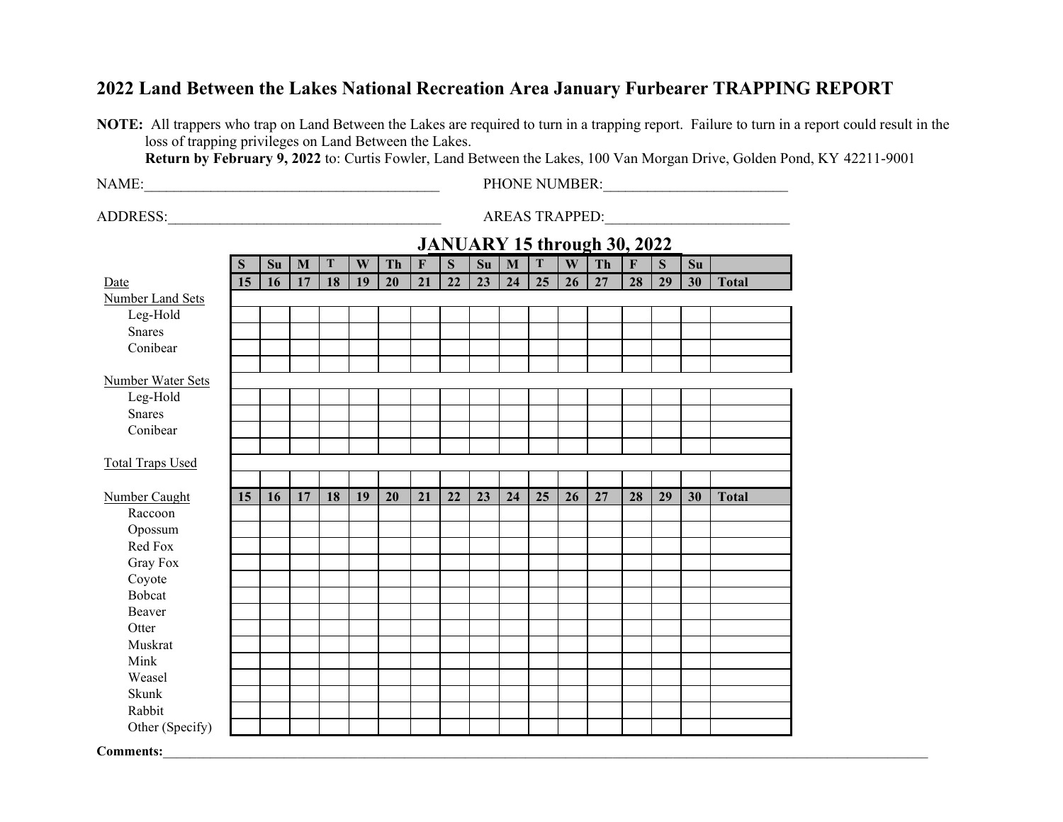# 2022 Land Between the Lakes National Recreation Area January Furbearer TRAPPING REPORT

**NOTE:** All trappers who trap on Land Between the Lakes are required to turn in a trapping report. Failure to turn in a report could result in the loss of trapping privileges on Land Between the Lakes.
**Return by February 9, 2022** to: Curtis Fowler, Land Between the Lakes, 100 Van Morgan Drive, Golden Pond, KY 42211-9001

NAME:________________________________________ PHONE NUMBER:_________________________

ADDRESS:_____________________________________ AREAS TRAPPED:_________________________

## JANUARY 15 through 30, 2022

| | S | Su | M | T | W | Th | F | S | Su | M | T | W | Th | F | S | Su | |
|---|---|---|---|---|---|---|---|---|---|---|---|---|---|---|---|---|---|
| Date | 15 | 16 | 17 | 18 | 19 | 20 | 21 | 22 | 23 | 24 | 25 | 26 | 27 | 28 | 29 | 30 | Total |
| Number Land Sets | | | | | | | | | | | | | | | | | |
| Leg-Hold | | | | | | | | | | | | | | | | | |
| Snares | | | | | | | | | | | | | | | | | |
| Conibear | | | | | | | | | | | | | | | | | |
| | | | | | | | | | | | | | | | | | |
| Number Water Sets | | | | | | | | | | | | | | | | | |
| Leg-Hold | | | | | | | | | | | | | | | | | |
| Snares | | | | | | | | | | | | | | | | | |
| Conibear | | | | | | | | | | | | | | | | | |
| | | | | | | | | | | | | | | | | | |
| Total Traps Used | | | | | | | | | | | | | | | | | |
| | | | | | | | | | | | | | | | | | |
| Number Caught | 15 | 16 | 17 | 18 | 19 | 20 | 21 | 22 | 23 | 24 | 25 | 26 | 27 | 28 | 29 | 30 | Total |
| Raccoon | | | | | | | | | | | | | | | | | |
| Opossum | | | | | | | | | | | | | | | | | |
| Red Fox | | | | | | | | | | | | | | | | | |
| Gray Fox | | | | | | | | | | | | | | | | | |
| Coyote | | | | | | | | | | | | | | | | | |
| Bobcat | | | | | | | | | | | | | | | | | |
| Beaver | | | | | | | | | | | | | | | | | |
| Otter | | | | | | | | | | | | | | | | | |
| Muskrat | | | | | | | | | | | | | | | | | |
| Mink | | | | | | | | | | | | | | | | | |
| Weasel | | | | | | | | | | | | | | | | | |
| Skunk | | | | | | | | | | | | | | | | | |
| Rabbit | | | | | | | | | | | | | | | | | |
| Other (Specify) | | | | | | | | | | | | | | | | | |

**Comments:**________________________________________________________________________________________________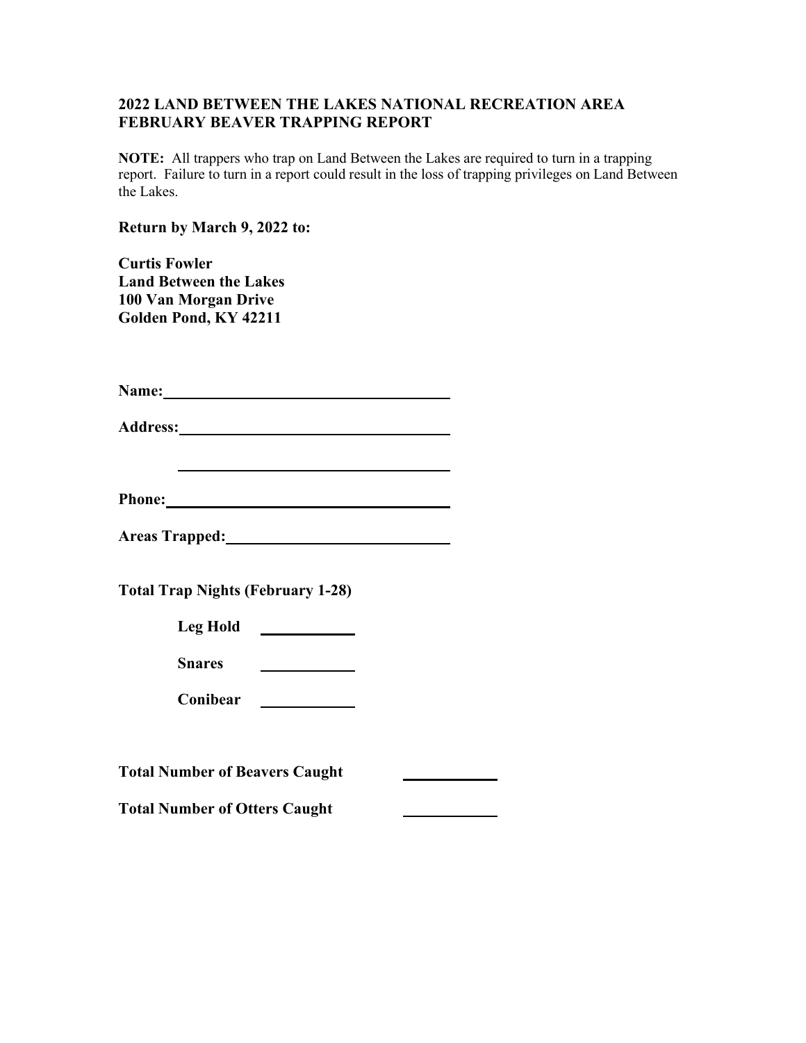**2022 LAND BETWEEN THE LAKES NATIONAL RECREATION AREA FEBRUARY BEAVER TRAPPING REPORT**

**NOTE:** All trappers who trap on Land Between the Lakes are required to turn in a trapping report. Failure to turn in a report could result in the loss of trapping privileges on Land Between the Lakes.

**Return by March 9, 2022 to:**

**Curtis Fowler**
**Land Between the Lakes**
**100 Van Morgan Drive**
**Golden Pond, KY 42211**

**Name:** ____________________________________

**Address:** __________________________________

____________________________________

**Phone:** ____________________________________

**Areas Trapped:** ____________________________

**Total Trap Nights (February 1-28)**

**Leg Hold** ____________

**Snares** ____________

**Conibear** ____________

**Total Number of Beavers Caught** ____________

**Total Number of Otters Caught** ____________